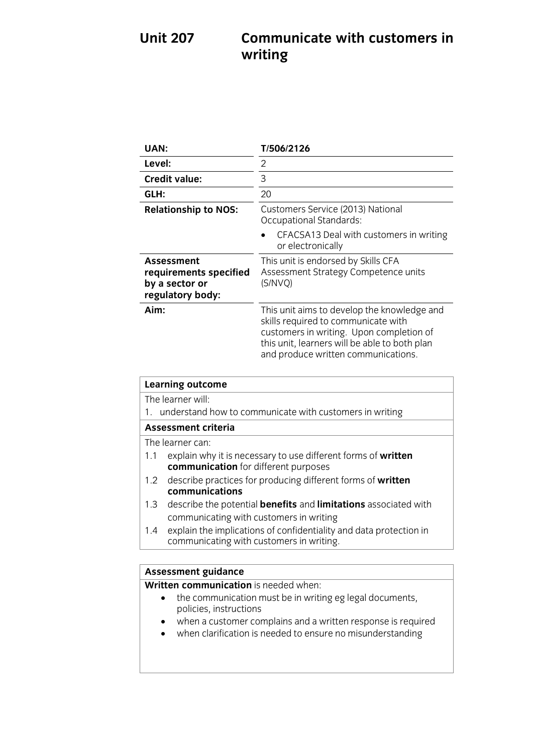# Unit 207 Communicate with customers in writing

| | |
|---|---|
| **UAN:** | **T/506/2126** |
| **Level:** | 2 |
| **Credit value:** | 3 |
| **GLH:** | 20 |
| **Relationship to NOS:** | Customers Service (2013) National Occupational Standards:<br>• CFACSA13 Deal with customers in writing or electronically |
| **Assessment requirements specified by a sector or regulatory body:** | This unit is endorsed by Skills CFA Assessment Strategy Competence units (S/NVQ) |
| **Aim:** | This unit aims to develop the knowledge and skills required to communicate with customers in writing. Upon completion of this unit, learners will be able to both plan and produce written communications. |

**Learning outcome**

The learner will:

1. understand how to communicate with customers in writing

**Assessment criteria**

The learner can:

1.1 explain why it is necessary to use different forms of **written communication** for different purposes

1.2 describe practices for producing different forms of **written communications**

1.3 describe the potential **benefits** and **limitations** associated with communicating with customers in writing

1.4 explain the implications of confidentiality and data protection in communicating with customers in writing.

**Assessment guidance**

**Written communication** is needed when:

- the communication must be in writing eg legal documents, policies, instructions
- when a customer complains and a written response is required
- when clarification is needed to ensure no misunderstanding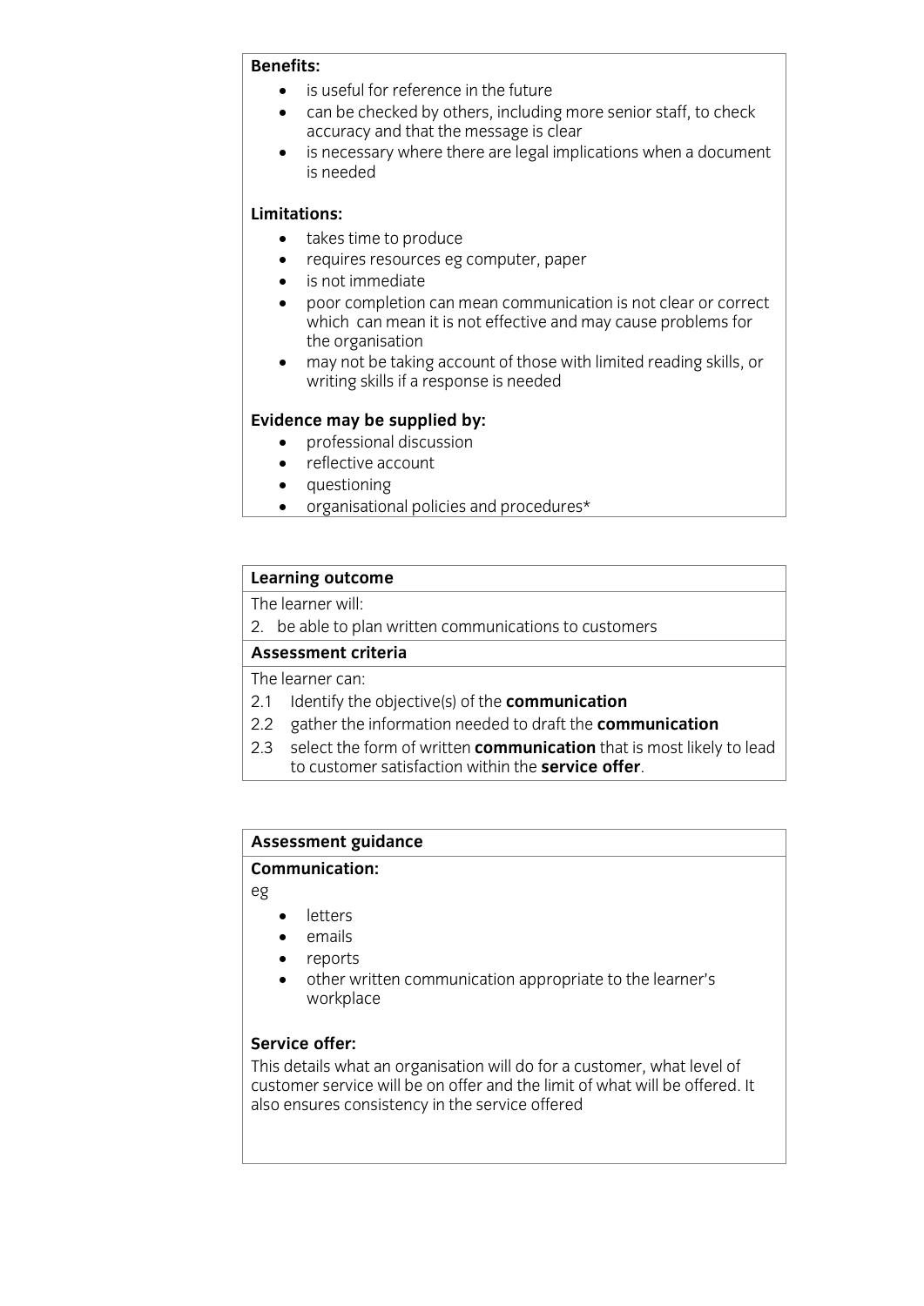**Benefits:**

- is useful for reference in the future
- can be checked by others, including more senior staff, to check accuracy and that the message is clear
- is necessary where there are legal implications when a document is needed

**Limitations:**

- takes time to produce
- requires resources eg computer, paper
- is not immediate
- poor completion can mean communication is not clear or correct which can mean it is not effective and may cause problems for the organisation
- may not be taking account of those with limited reading skills, or writing skills if a response is needed

**Evidence may be supplied by:**

- professional discussion
- reflective account
- questioning
- organisational policies and procedures*

**Learning outcome**

The learner will:

2. be able to plan written communications to customers

**Assessment criteria**

The learner can:

2.1 Identify the objective(s) of the **communication**

2.2 gather the information needed to draft the **communication**

2.3 select the form of written **communication** that is most likely to lead to customer satisfaction within the **service offer**.

**Assessment guidance**

**Communication:**

eg

- letters
- emails
- reports
- other written communication appropriate to the learner's workplace

**Service offer:**

This details what an organisation will do for a customer, what level of customer service will be on offer and the limit of what will be offered. It also ensures consistency in the service offered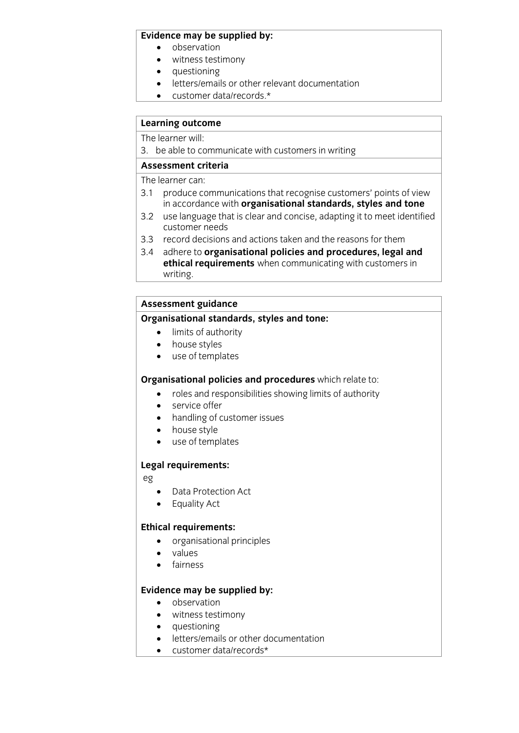**Evidence may be supplied by:**

- observation
- witness testimony
- questioning
- letters/emails or other relevant documentation
- customer data/records.*

**Learning outcome**

The learner will:

3. be able to communicate with customers in writing

**Assessment criteria**

The learner can:

3.1 produce communications that recognise customers' points of view in accordance with **organisational standards, styles and tone**

3.2 use language that is clear and concise, adapting it to meet identified customer needs

3.3 record decisions and actions taken and the reasons for them

3.4 adhere to **organisational policies and procedures, legal and ethical requirements** when communicating with customers in writing.

**Assessment guidance**

**Organisational standards, styles and tone:**

- limits of authority
- house styles
- use of templates

**Organisational policies and procedures** which relate to:

- roles and responsibilities showing limits of authority
- service offer
- handling of customer issues
- house style
- use of templates

**Legal requirements:**

eg

- Data Protection Act
- Equality Act

**Ethical requirements:**

- organisational principles
- values
- fairness

**Evidence may be supplied by:**

- observation
- witness testimony
- questioning
- letters/emails or other documentation
- customer data/records*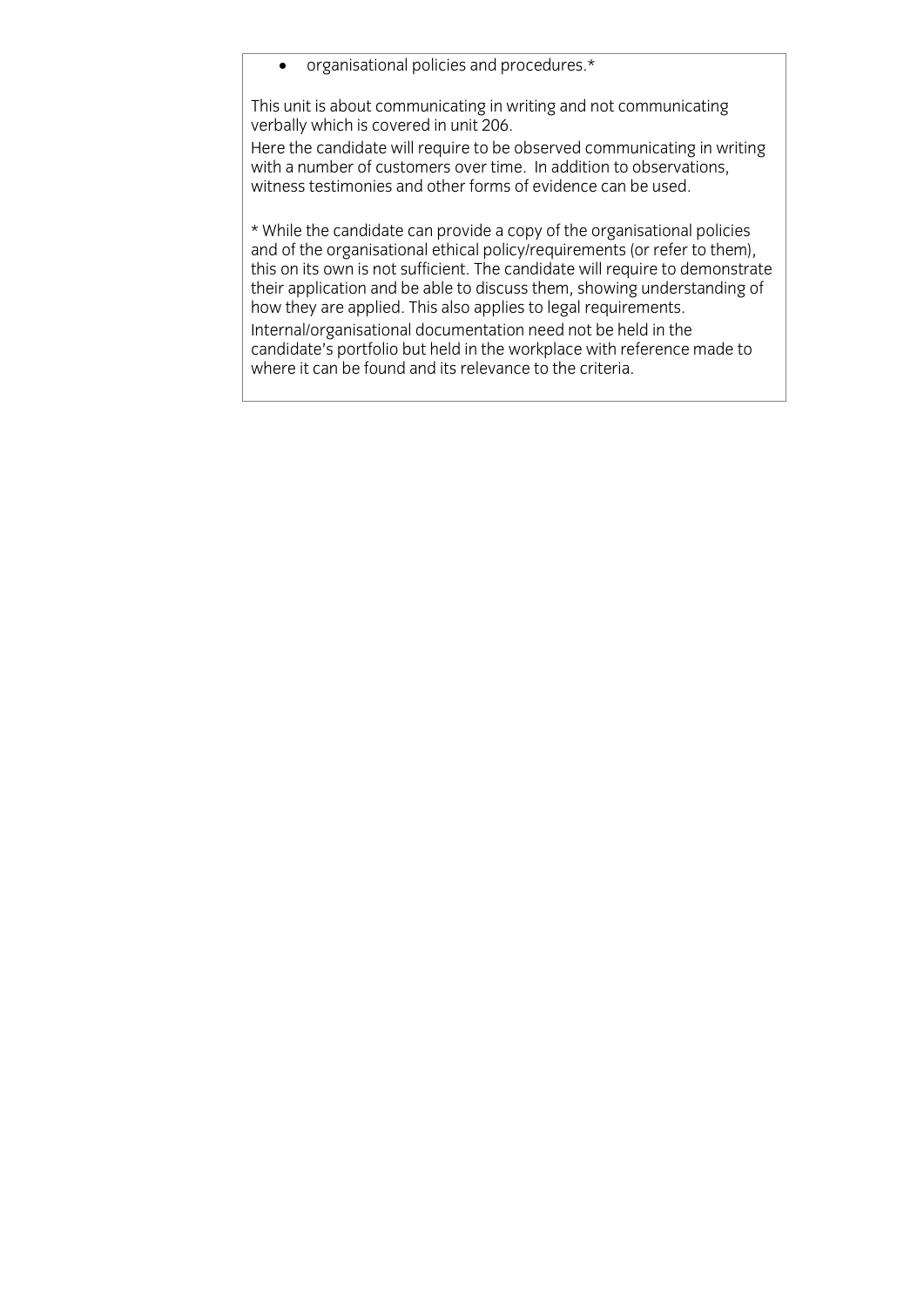- organisational policies and procedures.*

This unit is about communicating in writing and not communicating verbally which is covered in unit 206.

Here the candidate will require to be observed communicating in writing with a number of customers over time. In addition to observations, witness testimonies and other forms of evidence can be used.

* While the candidate can provide a copy of the organisational policies and of the organisational ethical policy/requirements (or refer to them), this on its own is not sufficient. The candidate will require to demonstrate their application and be able to discuss them, showing understanding of how they are applied. This also applies to legal requirements.

Internal/organisational documentation need not be held in the candidate's portfolio but held in the workplace with reference made to where it can be found and its relevance to the criteria.